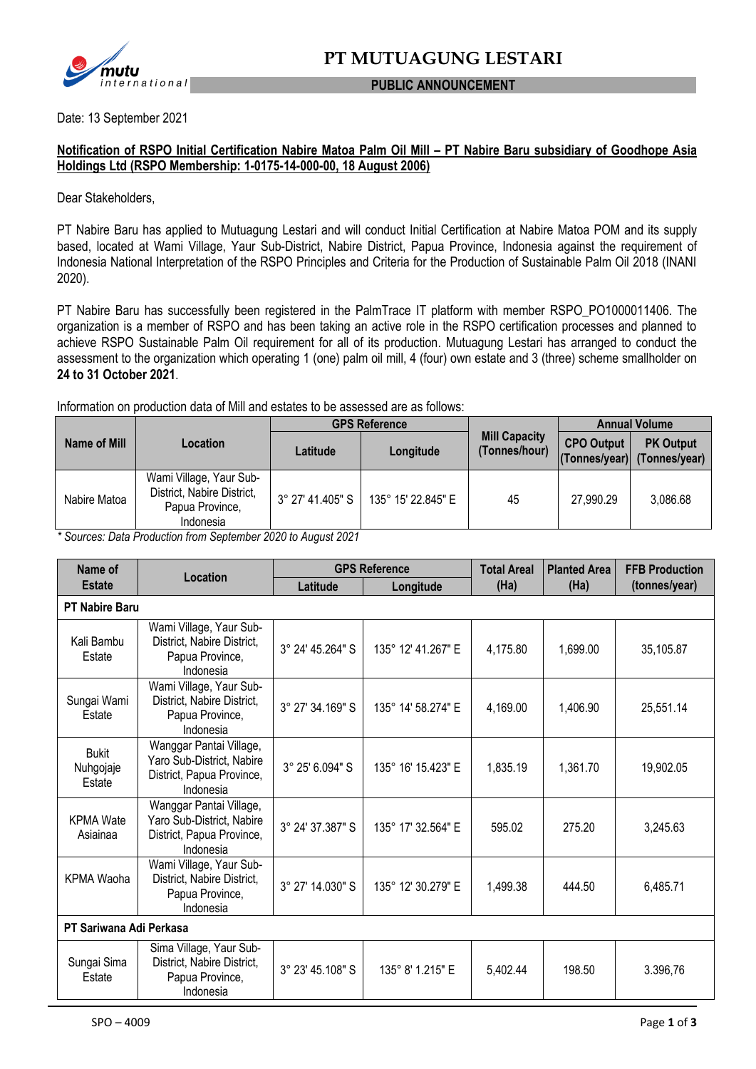# PT MUTUAGUNG LESTARI

**PUBLIC ANNOUNCEMENT**

Date: 13 September 2021

**Notification of RSPO Initial Certification Nabire Matoa Palm Oil Mill – PT Nabire Baru subsidiary of Goodhope Asia Holdings Ltd (RSPO Membership: 1-0175-14-000-00, 18 August 2006)**

Dear Stakeholders,

PT Nabire Baru has applied to Mutuagung Lestari and will conduct Initial Certification at Nabire Matoa POM and its supply based, located at Wami Village, Yaur Sub-District, Nabire District, Papua Province, Indonesia against the requirement of Indonesia National Interpretation of the RSPO Principles and Criteria for the Production of Sustainable Palm Oil 2018 (INANI 2020).

PT Nabire Baru has successfully been registered in the PalmTrace IT platform with member RSPO_PO1000011406. The organization is a member of RSPO and has been taking an active role in the RSPO certification processes and planned to achieve RSPO Sustainable Palm Oil requirement for all of its production. Mutuagung Lestari has arranged to conduct the assessment to the organization which operating 1 (one) palm oil mill, 4 (four) own estate and 3 (three) scheme smallholder on **24 to 31 October 2021**.

Information on production data of Mill and estates to be assessed are as follows:

| Name of Mill | Location | GPS Reference | | Mill Capacity (Tonnes/hour) | Annual Volume | |
|---|---|---|---|---|---|---|
| | | Latitude | Longitude | | CPO Output (Tonnes/year) | PK Output (Tonnes/year) |
| Nabire Matoa | Wami Village, Yaur Sub-District, Nabire District, Papua Province, Indonesia | 3° 27' 41.405" S | 135° 15' 22.845" E | 45 | 27,990.29 | 3,086.68 |

*\* Sources: Data Production from September 2020 to August 2021*

| Name of Estate | Location | GPS Reference | | Total Areal (Ha) | Planted Area (Ha) | FFB Production (tonnes/year) |
|---|---|---|---|---|---|---|
| | | Latitude | Longitude | | | |
| **PT Nabire Baru** | | | | | | |
| Kali Bambu Estate | Wami Village, Yaur Sub-District, Nabire District, Papua Province, Indonesia | 3° 24' 45.264" S | 135° 12' 41.267" E | 4,175.80 | 1,699.00 | 35,105.87 |
| Sungai Wami Estate | Wami Village, Yaur Sub-District, Nabire District, Papua Province, Indonesia | 3° 27' 34.169" S | 135° 14' 58.274" E | 4,169.00 | 1,406.90 | 25,551.14 |
| Bukit Nuhgojaje Estate | Wanggar Pantai Village, Yaro Sub-District, Nabire District, Papua Province, Indonesia | 3° 25' 6.094" S | 135° 16' 15.423" E | 1,835.19 | 1,361.70 | 19,902.05 |
| KPMA Wate Asiainaa | Wanggar Pantai Village, Yaro Sub-District, Nabire District, Papua Province, Indonesia | 3° 24' 37.387" S | 135° 17' 32.564" E | 595.02 | 275.20 | 3,245.63 |
| KPMA Waoha | Wami Village, Yaur Sub-District, Nabire District, Papua Province, Indonesia | 3° 27' 14.030" S | 135° 12' 30.279" E | 1,499.38 | 444.50 | 6,485.71 |
| **PT Sariwana Adi Perkasa** | | | | | | |
| Sungai Sima Estate | Sima Village, Yaur Sub-District, Nabire District, Papua Province, Indonesia | 3° 23' 45.108" S | 135° 8' 1.215" E | 5,402.44 | 198.50 | 3.396,76 |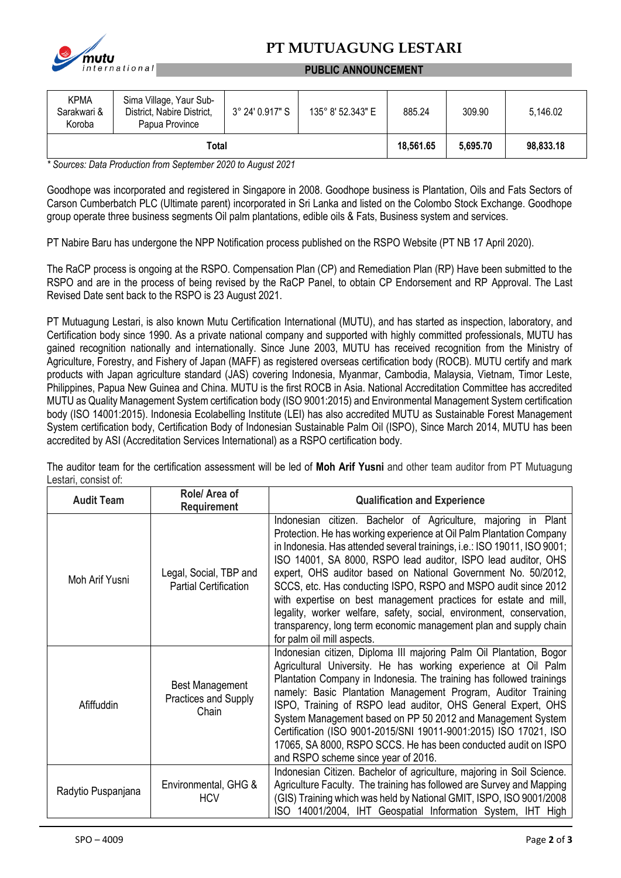| KPMA Sarakwari & Koroba | Sima Village, Yaur Sub-District, Nabire District, Papua Province | 3° 24' 0.917" S | 135° 8' 52.343" E | 885.24 | 309.90 | 5,146.02 |
|---|---|---|---|---|---|---|
| **Total** | | | | **18,561.65** | **5,695.70** | **98,833.18** |

*\* Sources: Data Production from September 2020 to August 2021*

Goodhope was incorporated and registered in Singapore in 2008. Goodhope business is Plantation, Oils and Fats Sectors of Carson Cumberbatch PLC (Ultimate parent) incorporated in Sri Lanka and listed on the Colombo Stock Exchange. Goodhope group operate three business segments Oil palm plantations, edible oils & Fats, Business system and services.

PT Nabire Baru has undergone the NPP Notification process published on the RSPO Website (PT NB 17 April 2020).

The RaCP process is ongoing at the RSPO. Compensation Plan (CP) and Remediation Plan (RP) Have been submitted to the RSPO and are in the process of being revised by the RaCP Panel, to obtain CP Endorsement and RP Approval. The Last Revised Date sent back to the RSPO is 23 August 2021.

PT Mutuagung Lestari, is also known Mutu Certification International (MUTU), and has started as inspection, laboratory, and Certification body since 1990. As a private national company and supported with highly committed professionals, MUTU has gained recognition nationally and internationally. Since June 2003, MUTU has received recognition from the Ministry of Agriculture, Forestry, and Fishery of Japan (MAFF) as registered overseas certification body (ROCB). MUTU certify and mark products with Japan agriculture standard (JAS) covering Indonesia, Myanmar, Cambodia, Malaysia, Vietnam, Timor Leste, Philippines, Papua New Guinea and China. MUTU is the first ROCB in Asia. National Accreditation Committee has accredited MUTU as Quality Management System certification body (ISO 9001:2015) and Environmental Management System certification body (ISO 14001:2015). Indonesia Ecolabelling Institute (LEI) has also accredited MUTU as Sustainable Forest Management System certification body, Certification Body of Indonesian Sustainable Palm Oil (ISPO), Since March 2014, MUTU has been accredited by ASI (Accreditation Services International) as a RSPO certification body.

The auditor team for the certification assessment will be led of **Moh Arif Yusni** and other team auditor from PT Mutuagung Lestari, consist of:

| Audit Team | Role/ Area of Requirement | Qualification and Experience |
|---|---|---|
| Moh Arif Yusni | Legal, Social, TBP and Partial Certification | Indonesian citizen. Bachelor of Agriculture, majoring in Plant Protection. He has working experience at Oil Palm Plantation Company in Indonesia. Has attended several trainings, i.e.: ISO 19011, ISO 9001; ISO 14001, SA 8000, RSPO lead auditor, ISPO lead auditor, OHS expert, OHS auditor based on National Government No. 50/2012, SCCS, etc. Has conducting ISPO, RSPO and MSPO audit since 2012 with expertise on best management practices for estate and mill, legality, worker welfare, safety, social, environment, conservation, transparency, long term economic management plan and supply chain for palm oil mill aspects. |
| Afiffuddin | Best Management Practices and Supply Chain | Indonesian citizen, Diploma III majoring Palm Oil Plantation, Bogor Agricultural University. He has working experience at Oil Palm Plantation Company in Indonesia. The training has followed trainings namely: Basic Plantation Management Program, Auditor Training ISPO, Training of RSPO lead auditor, OHS General Expert, OHS System Management based on PP 50 2012 and Management System Certification (ISO 9001-2015/SNI 19011-9001:2015) ISO 17021, ISO 17065, SA 8000, RSPO SCCS. He has been conducted audit on ISPO and RSPO scheme since year of 2016. |
| Radytio Puspanjana | Environmental, GHG & HCV | Indonesian Citizen. Bachelor of agriculture, majoring in Soil Science. Agriculture Faculty. The training has followed are Survey and Mapping (GIS) Training which was held by National GMIT, ISPO, ISO 9001/2008 ISO 14001/2004, IHT Geospatial Information System, IHT High |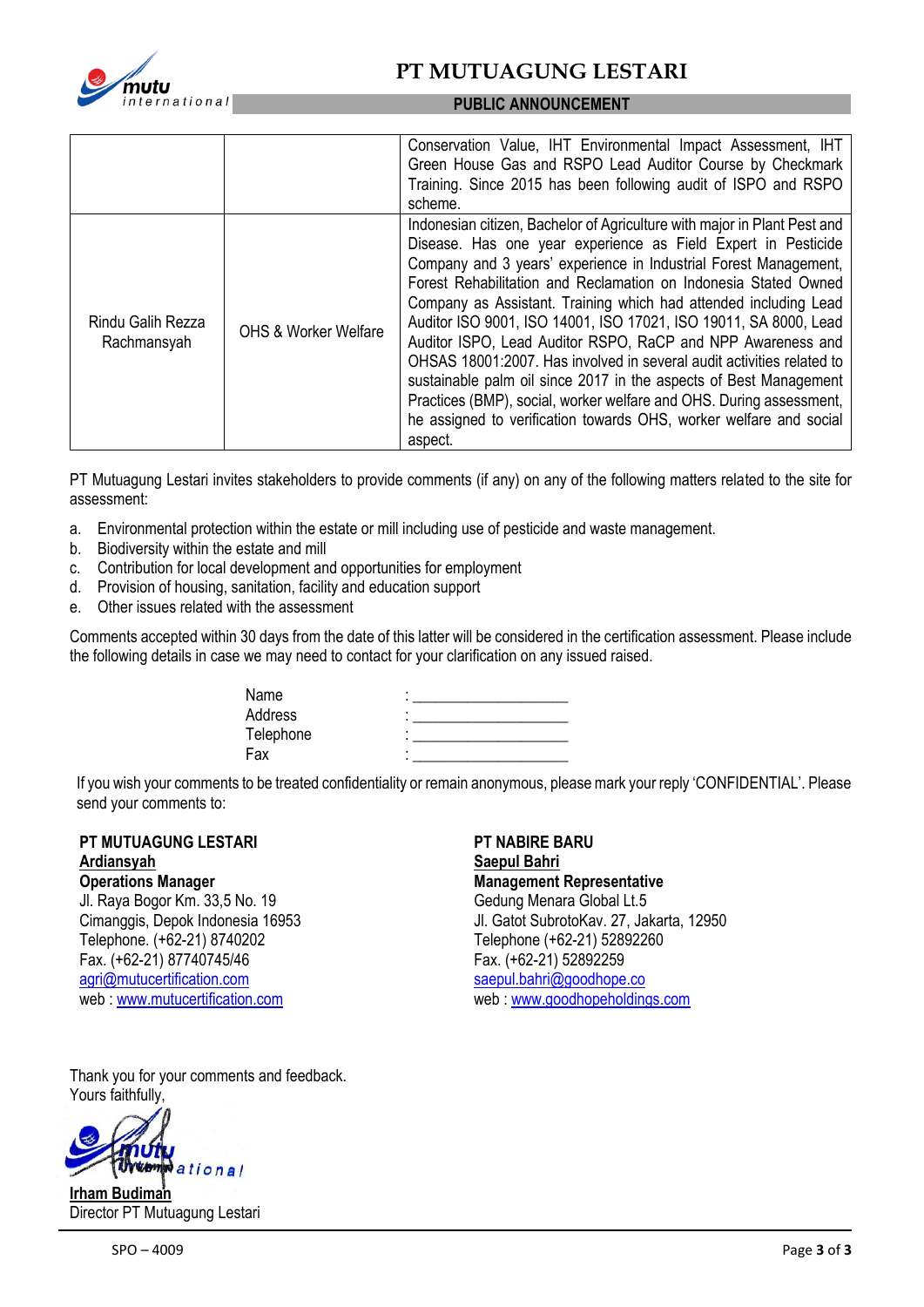| | | |
|---|---|---|
| | | Conservation Value, IHT Environmental Impact Assessment, IHT Green House Gas and RSPO Lead Auditor Course by Checkmark Training. Since 2015 has been following audit of ISPO and RSPO scheme. |
| Rindu Galih Rezza Rachmansyah | OHS & Worker Welfare | Indonesian citizen, Bachelor of Agriculture with major in Plant Pest and Disease. Has one year experience as Field Expert in Pesticide Company and 3 years' experience in Industrial Forest Management, Forest Rehabilitation and Reclamation on Indonesia Stated Owned Company as Assistant. Training which had attended including Lead Auditor ISO 9001, ISO 14001, ISO 17021, ISO 19011, SA 8000, Lead Auditor ISPO, Lead Auditor RSPO, RaCP and NPP Awareness and OHSAS 18001:2007. Has involved in several audit activities related to sustainable palm oil since 2017 in the aspects of Best Management Practices (BMP), social, worker welfare and OHS. During assessment, he assigned to verification towards OHS, worker welfare and social aspect. |

PT Mutuagung Lestari invites stakeholders to provide comments (if any) on any of the following matters related to the site for assessment:

a. Environmental protection within the estate or mill including use of pesticide and waste management.
b. Biodiversity within the estate and mill
c. Contribution for local development and opportunities for employment
d. Provision of housing, sanitation, facility and education support
e. Other issues related with the assessment

Comments accepted within 30 days from the date of this latter will be considered in the certification assessment. Please include the following details in case we may need to contact for your clarification on any issued raised.

Name : ____________________
Address : ____________________
Telephone : ____________________
Fax : ____________________

If you wish your comments to be treated confidentiality or remain anonymous, please mark your reply 'CONFIDENTIAL'. Please send your comments to:

**PT MUTUAGUNG LESTARI**
**Ardiansyah**
**Operations Manager**
Jl. Raya Bogor Km. 33,5 No. 19
Cimanggis, Depok Indonesia 16953
Telephone. (+62-21) 8740202
Fax. (+62-21) 87740745/46
agri@mutucertification.com
web : www.mutucertification.com

**PT NABIRE BARU**
**Saepul Bahri**
**Management Representative**
Gedung Menara Global Lt.5
Jl. Gatot SubrotoKav. 27, Jakarta, 12950
Telephone (+62-21) 52892260
Fax. (+62-21) 52892259
saepul.bahri@goodhope.co
web : www.goodhopeholdings.com

Thank you for your comments and feedback.
Yours faithfully,

**Irham Budiman**
Director PT Mutuagung Lestari

SPO – 4009